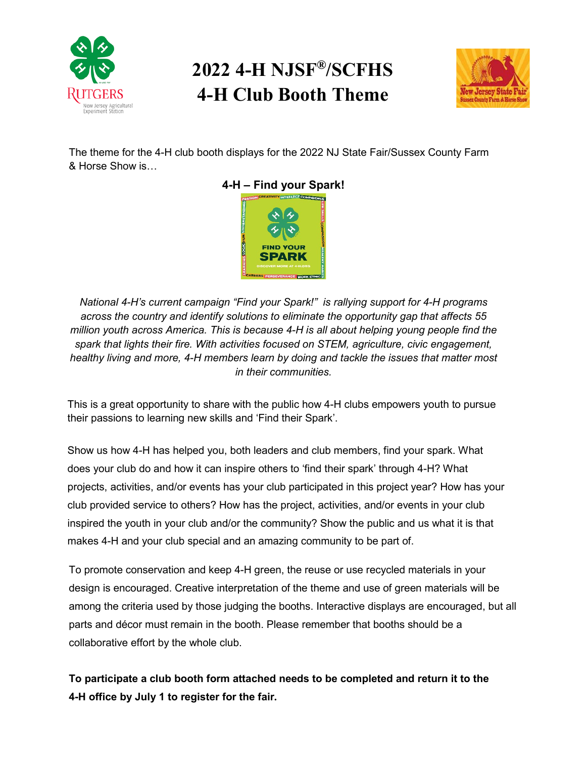# 2022 4-H NJSF®/SCFHS 4-H Club Booth Theme

The theme for the 4-H club booth displays for the 2022 NJ State Fair/Sussex County Farm & Horse Show is…

**4-H – Find your Spark!**

*National 4-H's current campaign "Find your Spark!" is rallying support for 4-H programs across the country and identify solutions to eliminate the opportunity gap that affects 55 million youth across America. This is because 4-H is all about helping young people find the spark that lights their fire. With activities focused on STEM, agriculture, civic engagement, healthy living and more, 4-H members learn by doing and tackle the issues that matter most in their communities.*

This is a great opportunity to share with the public how 4-H clubs empowers youth to pursue their passions to learning new skills and 'Find their Spark'.

Show us how 4-H has helped you, both leaders and club members, find your spark. What does your club do and how it can inspire others to 'find their spark' through 4-H? What projects, activities, and/or events has your club participated in this project year? How has your club provided service to others? How has the project, activities, and/or events in your club inspired the youth in your club and/or the community? Show the public and us what it is that makes 4-H and your club special and an amazing community to be part of.

To promote conservation and keep 4-H green, the reuse or use recycled materials in your design is encouraged. Creative interpretation of the theme and use of green materials will be among the criteria used by those judging the booths. Interactive displays are encouraged, but all parts and décor must remain in the booth. Please remember that booths should be a collaborative effort by the whole club.

**To participate a club booth form attached needs to be completed and return it to the 4-H office by July 1 to register for the fair.**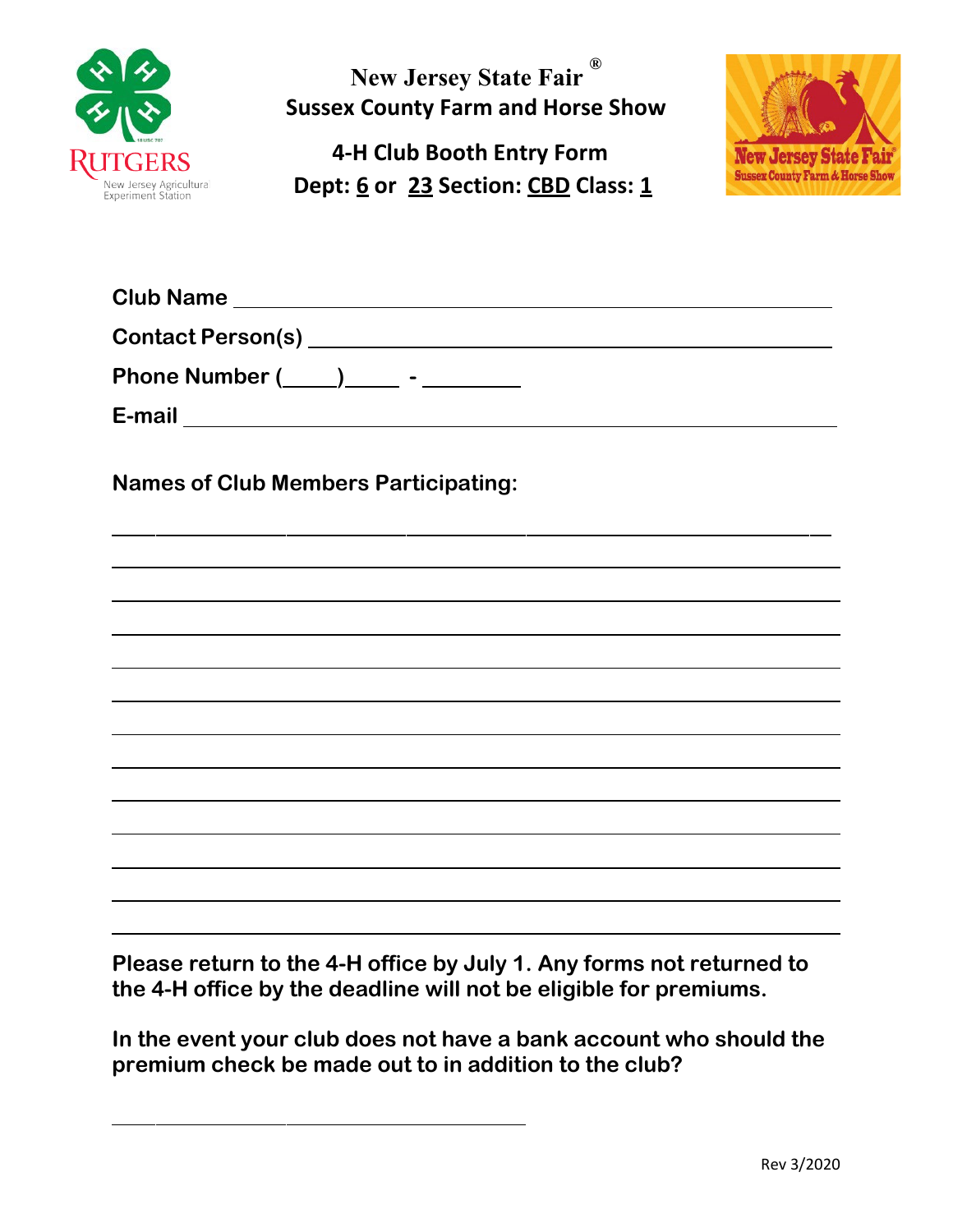New Jersey State Fair®

Sussex County Farm and Horse Show

# 4-H Club Booth Entry Form

**Dept: 6 or 23 Section: CBD Class: 1**

**Club Name** ____________________________________________

**Contact Person(s)** ____________________________________________

**Phone Number (____)____ - ________**

**E-mail** ____________________________________________

**Names of Club Members Participating:**

____________________________________________

____________________________________________

____________________________________________

____________________________________________

____________________________________________

____________________________________________

____________________________________________

____________________________________________

____________________________________________

____________________________________________

____________________________________________

____________________________________________

____________________________________________

**Please return to the 4-H office by July 1. Any forms not returned to the 4-H office by the deadline will not be eligible for premiums.**

**In the event your club does not have a bank account who should the premium check be made out to in addition to the club?**

____________________________________________

Rev 3/2020